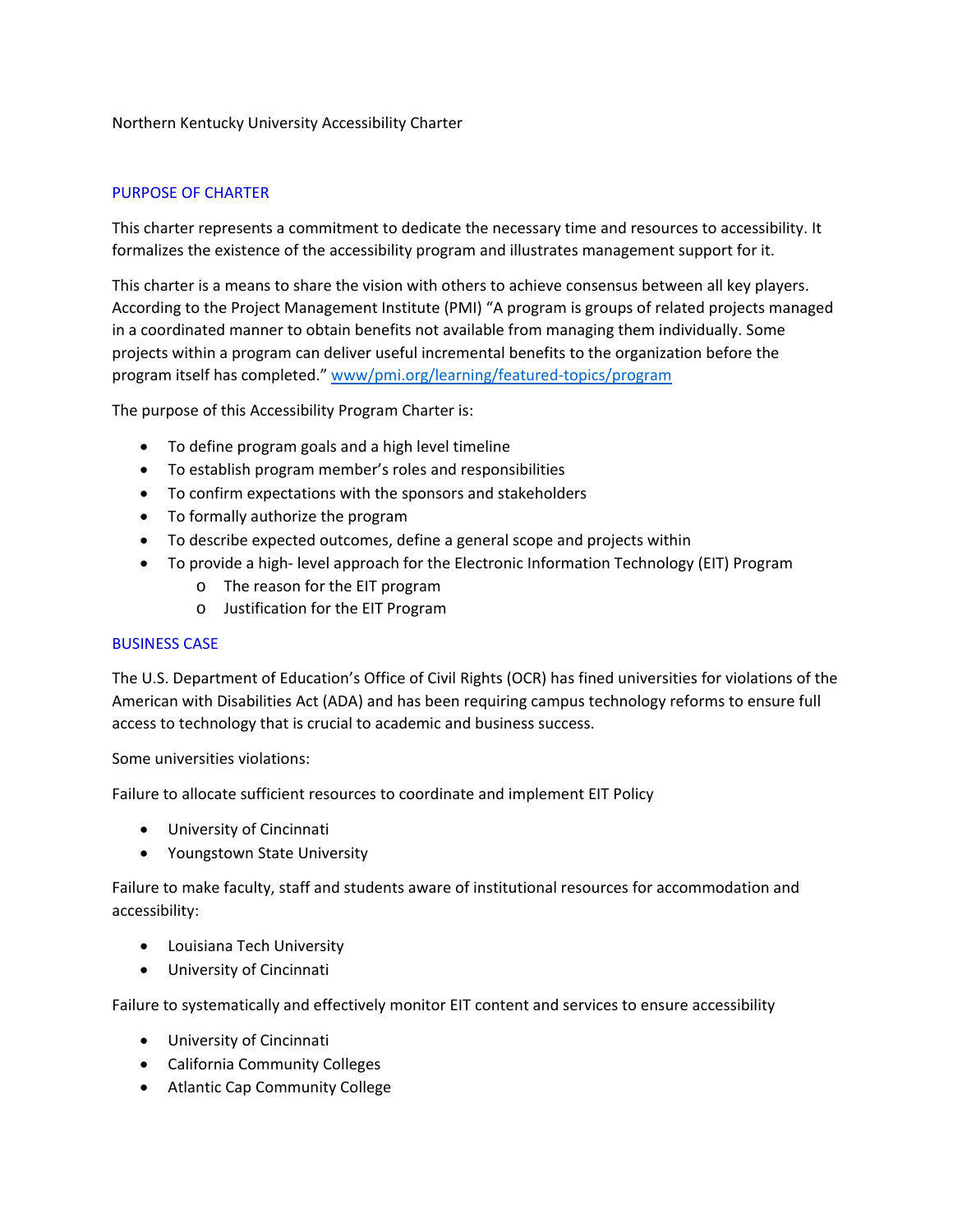Northern Kentucky University Accessibility Charter

## PURPOSE OF CHARTER

This charter represents a commitment to dedicate the necessary time and resources to accessibility. It formalizes the existence of the accessibility program and illustrates management support for it.

This charter is a means to share the vision with others to achieve consensus between all key players. According to the Project Management Institute (PMI) "A program is groups of related projects managed in a coordinated manner to obtain benefits not available from managing them individually. Some projects within a program can deliver useful incremental benefits to the organization before the program itself has completed." [www/pmi.org/learning/featured-topics/program](www/pmi.org/learning/featured-topics/program)

The purpose of this Accessibility Program Charter is:

- To define program goals and a high level timeline
- To establish program member's roles and responsibilities
- To confirm expectations with the sponsors and stakeholders
- To formally authorize the program
- To describe expected outcomes, define a general scope and projects within
- To provide a high- level approach for the Electronic Information Technology (EIT) Program
  - The reason for the EIT program
  - Justification for the EIT Program

## BUSINESS CASE

The U.S. Department of Education's Office of Civil Rights (OCR) has fined universities for violations of the American with Disabilities Act (ADA) and has been requiring campus technology reforms to ensure full access to technology that is crucial to academic and business success.

Some universities violations:

Failure to allocate sufficient resources to coordinate and implement EIT Policy

- University of Cincinnati
- Youngstown State University

Failure to make faculty, staff and students aware of institutional resources for accommodation and accessibility:

- Louisiana Tech University
- University of Cincinnati

Failure to systematically and effectively monitor EIT content and services to ensure accessibility

- University of Cincinnati
- California Community Colleges
- Atlantic Cap Community College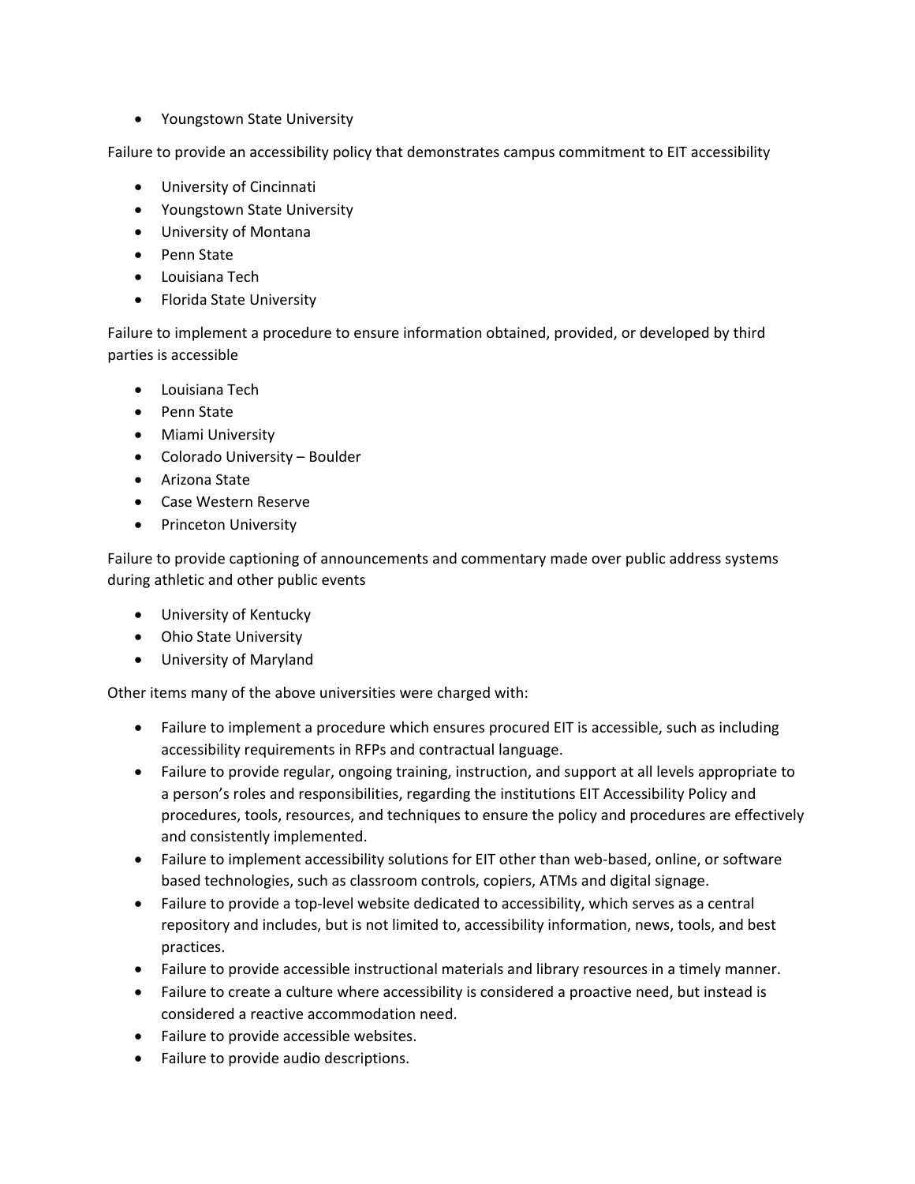- Youngstown State University

Failure to provide an accessibility policy that demonstrates campus commitment to EIT accessibility

- University of Cincinnati
- Youngstown State University
- University of Montana
- Penn State
- Louisiana Tech
- Florida State University

Failure to implement a procedure to ensure information obtained, provided, or developed by third parties is accessible

- Louisiana Tech
- Penn State
- Miami University
- Colorado University – Boulder
- Arizona State
- Case Western Reserve
- Princeton University

Failure to provide captioning of announcements and commentary made over public address systems during athletic and other public events

- University of Kentucky
- Ohio State University
- University of Maryland

Other items many of the above universities were charged with:

- Failure to implement a procedure which ensures procured EIT is accessible, such as including accessibility requirements in RFPs and contractual language.
- Failure to provide regular, ongoing training, instruction, and support at all levels appropriate to a person's roles and responsibilities, regarding the institutions EIT Accessibility Policy and procedures, tools, resources, and techniques to ensure the policy and procedures are effectively and consistently implemented.
- Failure to implement accessibility solutions for EIT other than web-based, online, or software based technologies, such as classroom controls, copiers, ATMs and digital signage.
- Failure to provide a top-level website dedicated to accessibility, which serves as a central repository and includes, but is not limited to, accessibility information, news, tools, and best practices.
- Failure to provide accessible instructional materials and library resources in a timely manner.
- Failure to create a culture where accessibility is considered a proactive need, but instead is considered a reactive accommodation need.
- Failure to provide accessible websites.
- Failure to provide audio descriptions.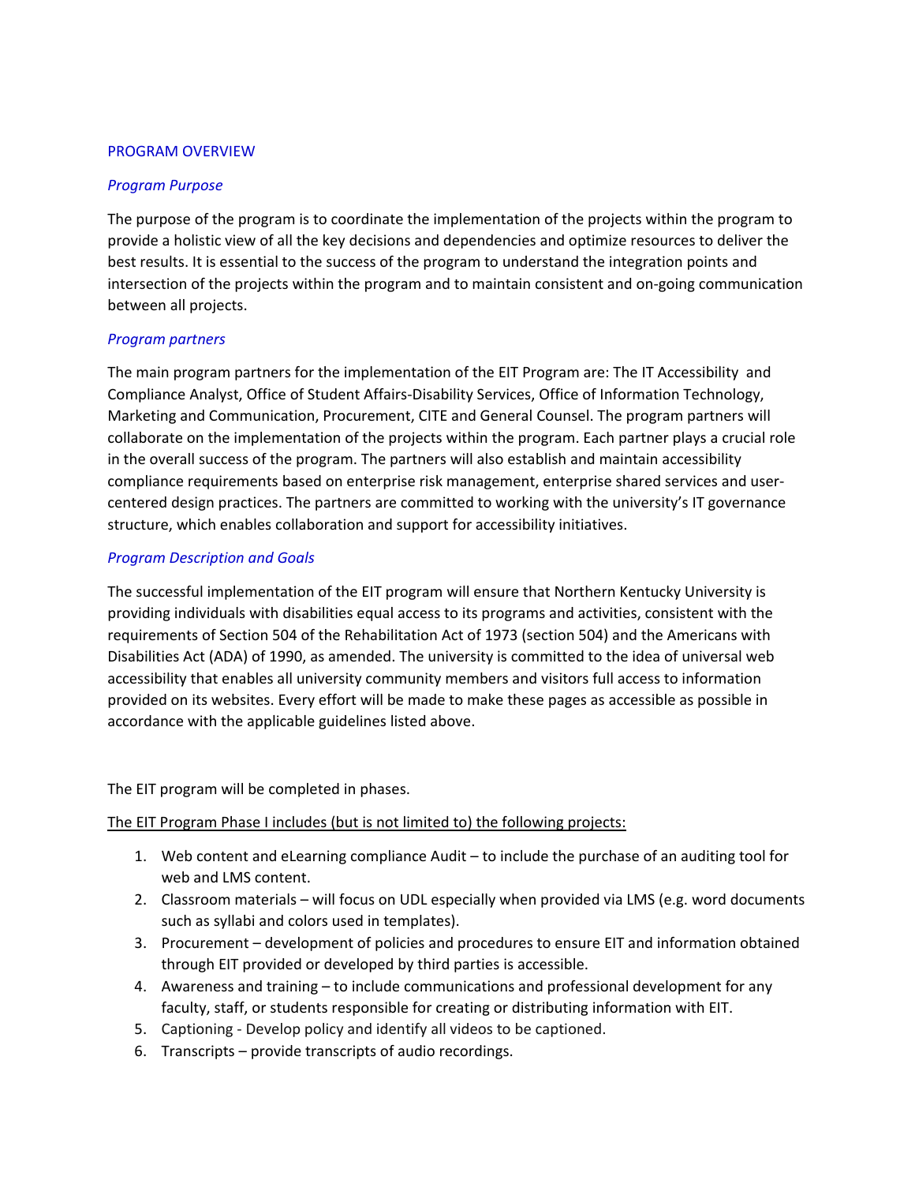## PROGRAM OVERVIEW

### *Program Purpose*

The purpose of the program is to coordinate the implementation of the projects within the program to provide a holistic view of all the key decisions and dependencies and optimize resources to deliver the best results. It is essential to the success of the program to understand the integration points and intersection of the projects within the program and to maintain consistent and on-going communication between all projects.

### *Program partners*

The main program partners for the implementation of the EIT Program are: The IT Accessibility and Compliance Analyst, Office of Student Affairs-Disability Services, Office of Information Technology, Marketing and Communication, Procurement, CITE and General Counsel. The program partners will collaborate on the implementation of the projects within the program. Each partner plays a crucial role in the overall success of the program. The partners will also establish and maintain accessibility compliance requirements based on enterprise risk management, enterprise shared services and user-centered design practices. The partners are committed to working with the university's IT governance structure, which enables collaboration and support for accessibility initiatives.

### *Program Description and Goals*

The successful implementation of the EIT program will ensure that Northern Kentucky University is providing individuals with disabilities equal access to its programs and activities, consistent with the requirements of Section 504 of the Rehabilitation Act of 1973 (section 504) and the Americans with Disabilities Act (ADA) of 1990, as amended. The university is committed to the idea of universal web accessibility that enables all university community members and visitors full access to information provided on its websites. Every effort will be made to make these pages as accessible as possible in accordance with the applicable guidelines listed above.

The EIT program will be completed in phases.

<u>The EIT Program Phase I includes (but is not limited to) the following projects:</u>

1. Web content and eLearning compliance Audit – to include the purchase of an auditing tool for web and LMS content.
2. Classroom materials – will focus on UDL especially when provided via LMS (e.g. word documents such as syllabi and colors used in templates).
3. Procurement – development of policies and procedures to ensure EIT and information obtained through EIT provided or developed by third parties is accessible.
4. Awareness and training – to include communications and professional development for any faculty, staff, or students responsible for creating or distributing information with EIT.
5. Captioning - Develop policy and identify all videos to be captioned.
6. Transcripts – provide transcripts of audio recordings.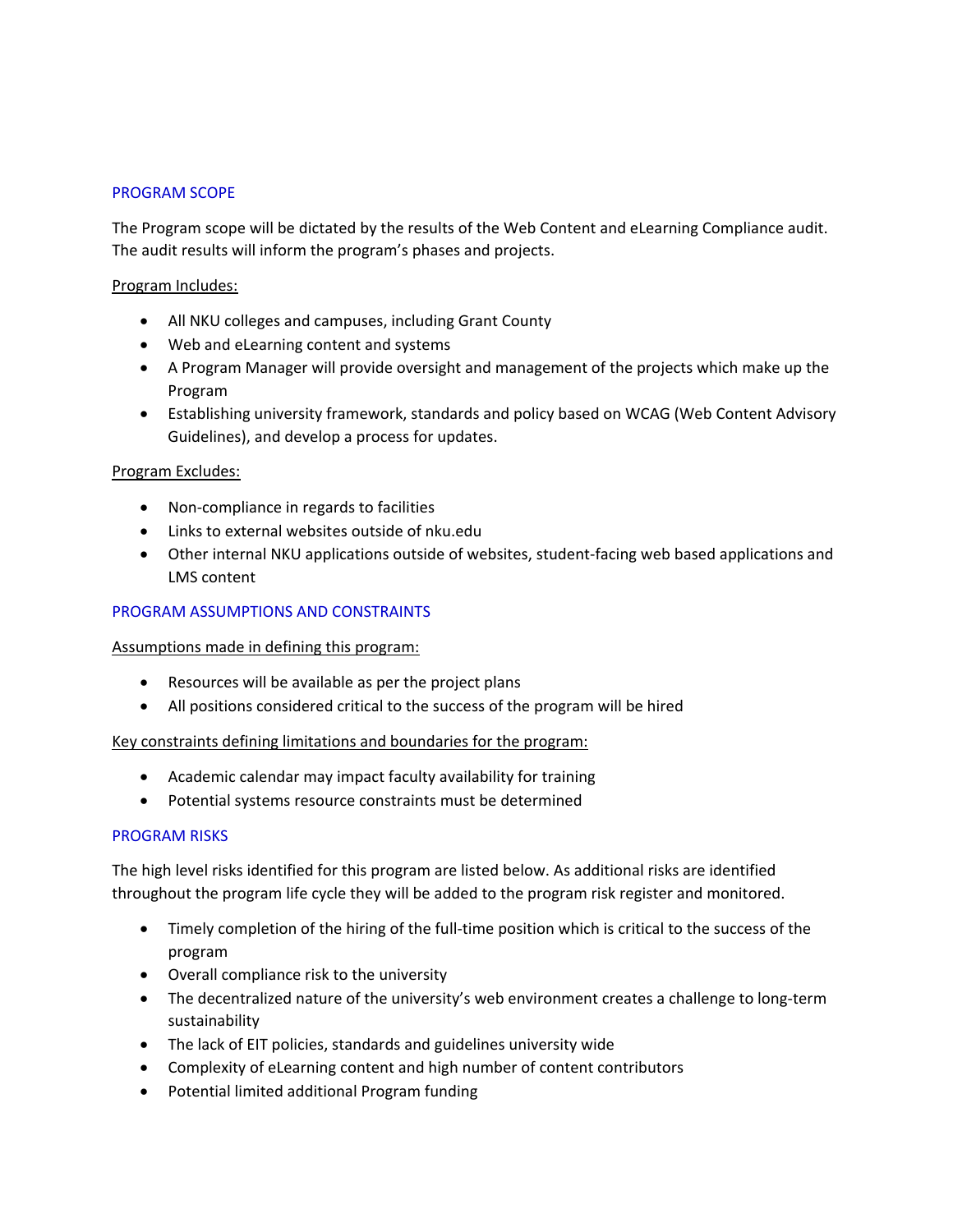## PROGRAM SCOPE

The Program scope will be dictated by the results of the Web Content and eLearning Compliance audit. The audit results will inform the program's phases and projects.

Program Includes:

- All NKU colleges and campuses, including Grant County
- Web and eLearning content and systems
- A Program Manager will provide oversight and management of the projects which make up the Program
- Establishing university framework, standards and policy based on WCAG (Web Content Advisory Guidelines), and develop a process for updates.

Program Excludes:

- Non-compliance in regards to facilities
- Links to external websites outside of nku.edu
- Other internal NKU applications outside of websites, student-facing web based applications and LMS content

## PROGRAM ASSUMPTIONS AND CONSTRAINTS

Assumptions made in defining this program:

- Resources will be available as per the project plans
- All positions considered critical to the success of the program will be hired

Key constraints defining limitations and boundaries for the program:

- Academic calendar may impact faculty availability for training
- Potential systems resource constraints must be determined

## PROGRAM RISKS

The high level risks identified for this program are listed below. As additional risks are identified throughout the program life cycle they will be added to the program risk register and monitored.

- Timely completion of the hiring of the full-time position which is critical to the success of the program
- Overall compliance risk to the university
- The decentralized nature of the university's web environment creates a challenge to long-term sustainability
- The lack of EIT policies, standards and guidelines university wide
- Complexity of eLearning content and high number of content contributors
- Potential limited additional Program funding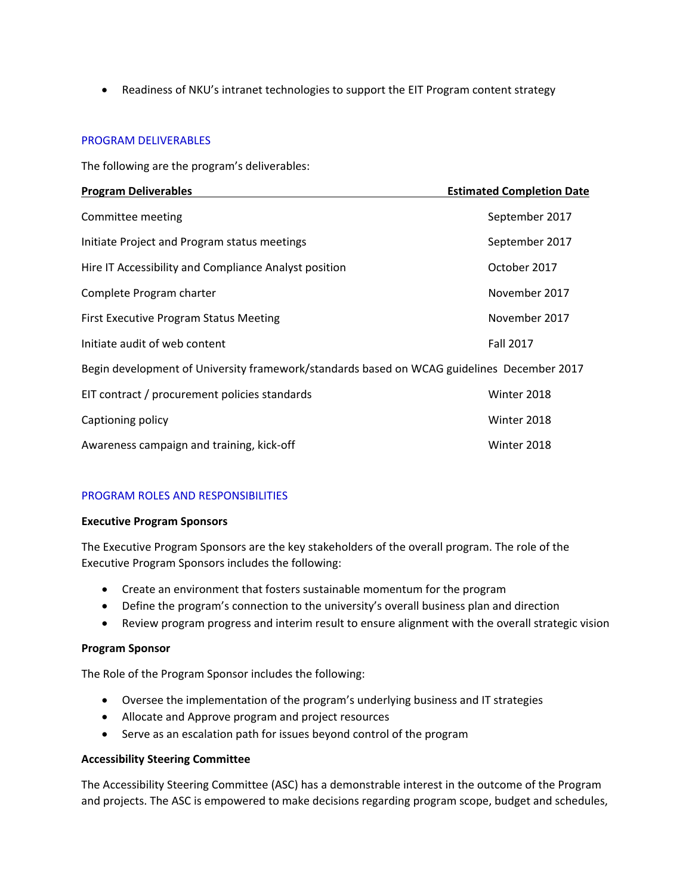- Readiness of NKU's intranet technologies to support the EIT Program content strategy

## PROGRAM DELIVERABLES

The following are the program's deliverables:

| Program Deliverables | Estimated Completion Date |
|---|---|
| Committee meeting | September 2017 |
| Initiate Project and Program status meetings | September 2017 |
| Hire IT Accessibility and Compliance Analyst position | October 2017 |
| Complete Program charter | November 2017 |
| First Executive Program Status Meeting | November 2017 |
| Initiate audit of web content | Fall 2017 |
| Begin development of University framework/standards based on WCAG guidelines | December 2017 |
| EIT contract / procurement policies standards | Winter 2018 |
| Captioning policy | Winter 2018 |
| Awareness campaign and training, kick-off | Winter 2018 |

## PROGRAM ROLES AND RESPONSIBILITIES

**Executive Program Sponsors**

The Executive Program Sponsors are the key stakeholders of the overall program. The role of the Executive Program Sponsors includes the following:

- Create an environment that fosters sustainable momentum for the program
- Define the program's connection to the university's overall business plan and direction
- Review program progress and interim result to ensure alignment with the overall strategic vision

**Program Sponsor**

The Role of the Program Sponsor includes the following:

- Oversee the implementation of the program's underlying business and IT strategies
- Allocate and Approve program and project resources
- Serve as an escalation path for issues beyond control of the program

**Accessibility Steering Committee**

The Accessibility Steering Committee (ASC) has a demonstrable interest in the outcome of the Program and projects. The ASC is empowered to make decisions regarding program scope, budget and schedules,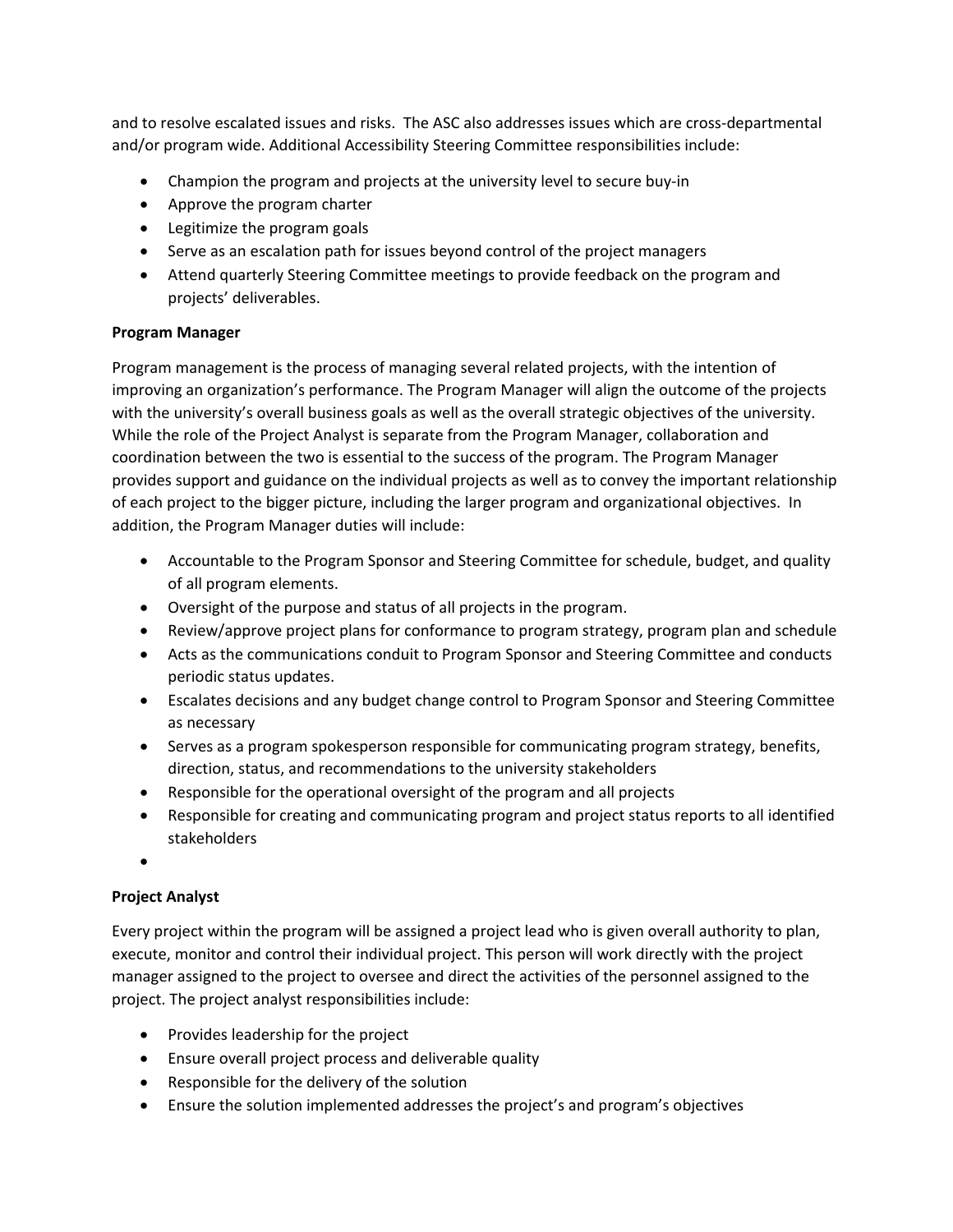and to resolve escalated issues and risks. The ASC also addresses issues which are cross-departmental and/or program wide. Additional Accessibility Steering Committee responsibilities include:

- Champion the program and projects at the university level to secure buy-in
- Approve the program charter
- Legitimize the program goals
- Serve as an escalation path for issues beyond control of the project managers
- Attend quarterly Steering Committee meetings to provide feedback on the program and projects' deliverables.

**Program Manager**

Program management is the process of managing several related projects, with the intention of improving an organization's performance. The Program Manager will align the outcome of the projects with the university's overall business goals as well as the overall strategic objectives of the university. While the role of the Project Analyst is separate from the Program Manager, collaboration and coordination between the two is essential to the success of the program. The Program Manager provides support and guidance on the individual projects as well as to convey the important relationship of each project to the bigger picture, including the larger program and organizational objectives. In addition, the Program Manager duties will include:

- Accountable to the Program Sponsor and Steering Committee for schedule, budget, and quality of all program elements.
- Oversight of the purpose and status of all projects in the program.
- Review/approve project plans for conformance to program strategy, program plan and schedule
- Acts as the communications conduit to Program Sponsor and Steering Committee and conducts periodic status updates.
- Escalates decisions and any budget change control to Program Sponsor and Steering Committee as necessary
- Serves as a program spokesperson responsible for communicating program strategy, benefits, direction, status, and recommendations to the university stakeholders
- Responsible for the operational oversight of the program and all projects
- Responsible for creating and communicating program and project status reports to all identified stakeholders
- 

**Project Analyst**

Every project within the program will be assigned a project lead who is given overall authority to plan, execute, monitor and control their individual project. This person will work directly with the project manager assigned to the project to oversee and direct the activities of the personnel assigned to the project. The project analyst responsibilities include:

- Provides leadership for the project
- Ensure overall project process and deliverable quality
- Responsible for the delivery of the solution
- Ensure the solution implemented addresses the project's and program's objectives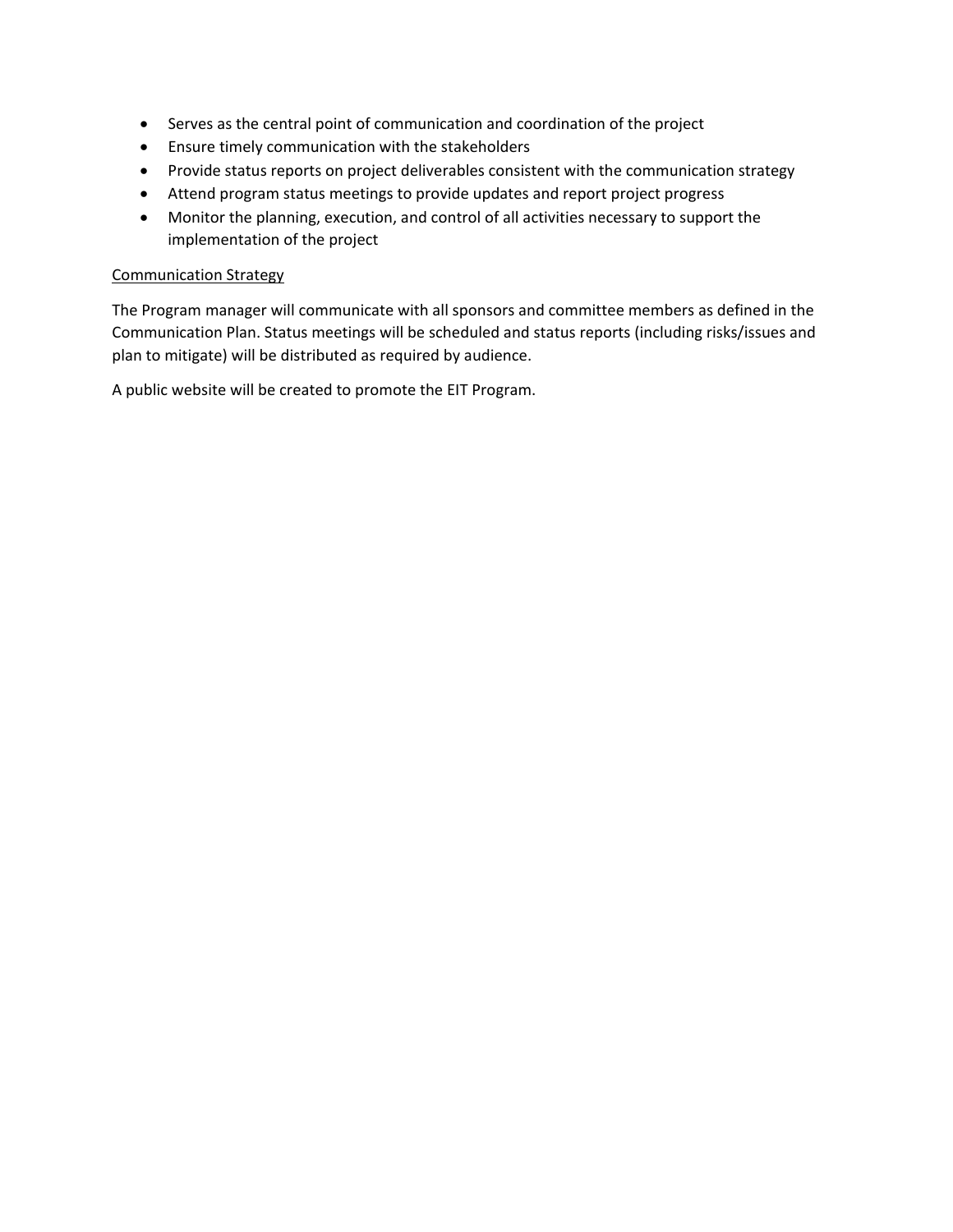- Serves as the central point of communication and coordination of the project
- Ensure timely communication with the stakeholders
- Provide status reports on project deliverables consistent with the communication strategy
- Attend program status meetings to provide updates and report project progress
- Monitor the planning, execution, and control of all activities necessary to support the implementation of the project

Communication Strategy

The Program manager will communicate with all sponsors and committee members as defined in the Communication Plan. Status meetings will be scheduled and status reports (including risks/issues and plan to mitigate) will be distributed as required by audience.

A public website will be created to promote the EIT Program.